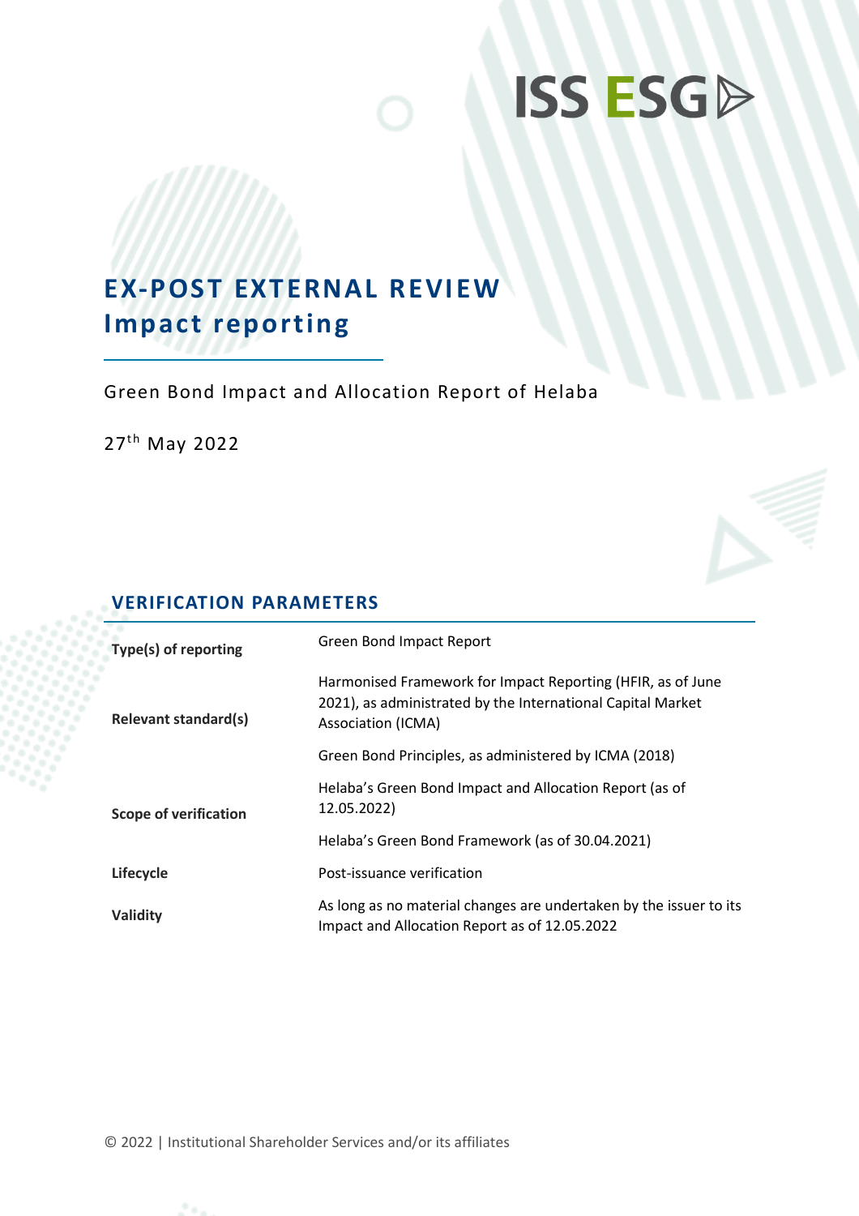ISS ESG

# EX-POST EXTERNAL REVIEW
## Impact reporting

Green Bond Impact and Allocation Report of Helaba

27th May 2022

## VERIFICATION PARAMETERS

| | |
|---|---|
| **Type(s) of reporting** | Green Bond Impact Report |
| **Relevant standard(s)** | Harmonised Framework for Impact Reporting (HFIR, as of June 2021), as administrated by the International Capital Market Association (ICMA) |
| | Green Bond Principles, as administered by ICMA (2018) |
| **Scope of verification** | Helaba's Green Bond Impact and Allocation Report (as of 12.05.2022) |
| | Helaba's Green Bond Framework (as of 30.04.2021) |
| **Lifecycle** | Post-issuance verification |
| **Validity** | As long as no material changes are undertaken by the issuer to its Impact and Allocation Report as of 12.05.2022 |

© 2022 | Institutional Shareholder Services and/or its affiliates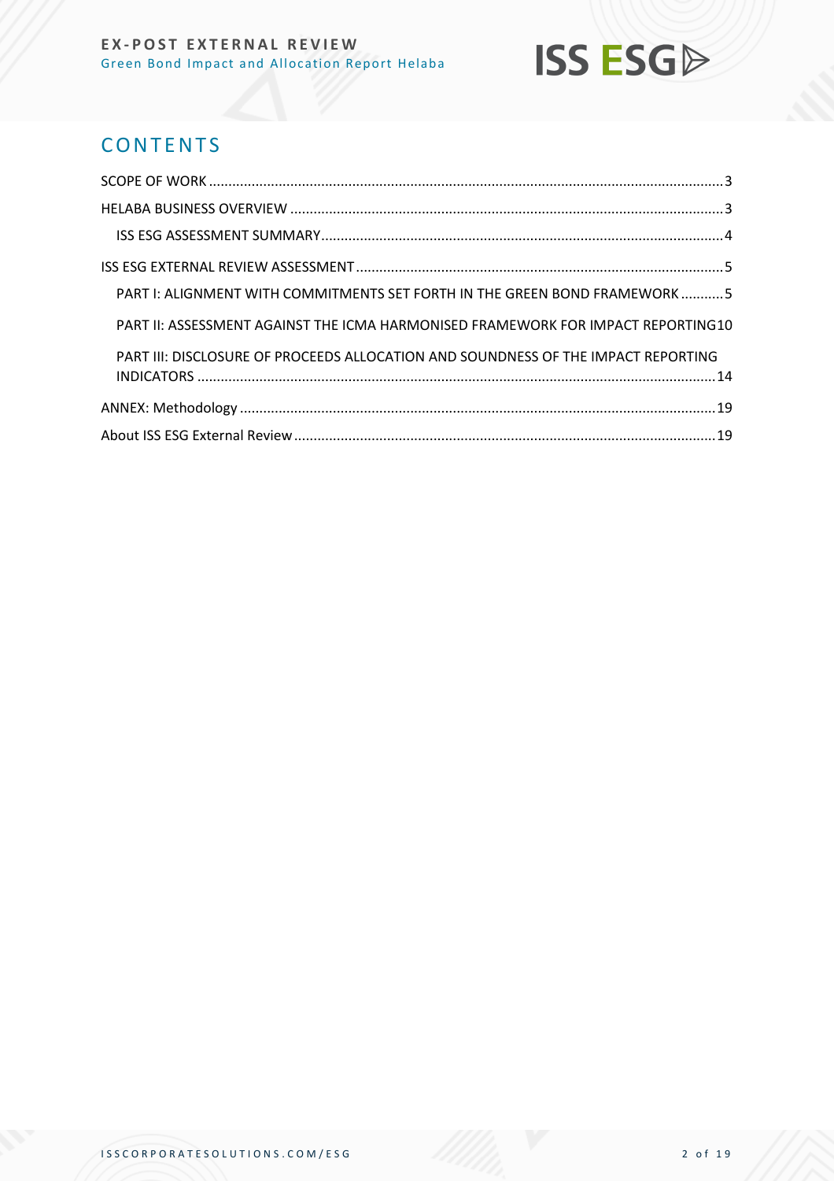# CONTENTS

SCOPE OF WORK ..... 3

HELABA BUSINESS OVERVIEW ..... 3

ISS ESG ASSESSMENT SUMMARY ..... 4

ISS ESG EXTERNAL REVIEW ASSESSMENT ..... 5

PART I: ALIGNMENT WITH COMMITMENTS SET FORTH IN THE GREEN BOND FRAMEWORK ..... 5

PART II: ASSESSMENT AGAINST THE ICMA HARMONISED FRAMEWORK FOR IMPACT REPORTING ..... 10

PART III: DISCLOSURE OF PROCEEDS ALLOCATION AND SOUNDNESS OF THE IMPACT REPORTING INDICATORS ..... 14

ANNEX: Methodology ..... 19

About ISS ESG External Review ..... 19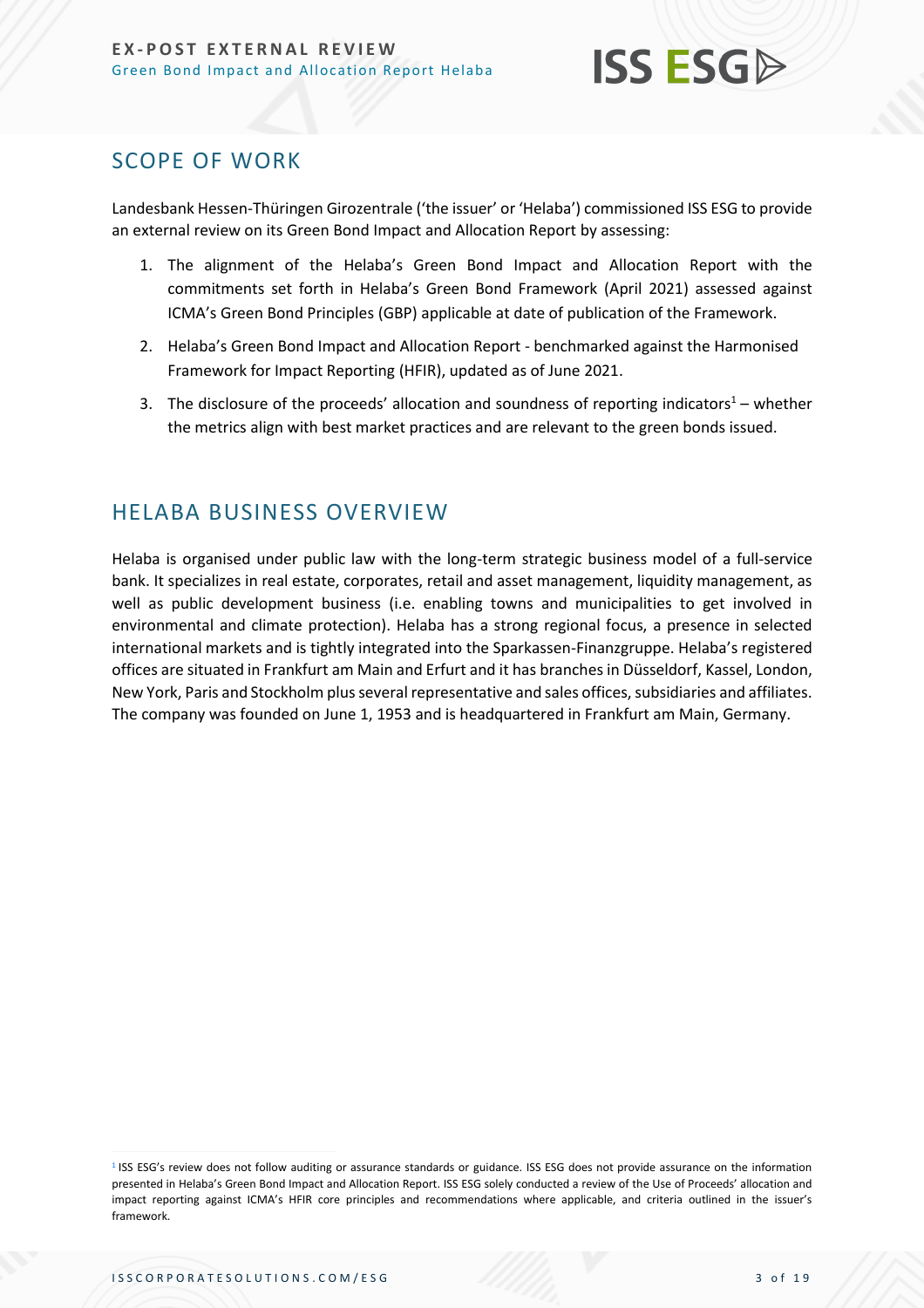## SCOPE OF WORK

Landesbank Hessen-Thüringen Girozentrale ('the issuer' or 'Helaba') commissioned ISS ESG to provide an external review on its Green Bond Impact and Allocation Report by assessing:

1. The alignment of the Helaba's Green Bond Impact and Allocation Report with the commitments set forth in Helaba's Green Bond Framework (April 2021) assessed against ICMA's Green Bond Principles (GBP) applicable at date of publication of the Framework.
2. Helaba's Green Bond Impact and Allocation Report - benchmarked against the Harmonised Framework for Impact Reporting (HFIR), updated as of June 2021.
3. The disclosure of the proceeds' allocation and soundness of reporting indicators[1] – whether the metrics align with best market practices and are relevant to the green bonds issued.

## HELABA BUSINESS OVERVIEW

Helaba is organised under public law with the long-term strategic business model of a full-service bank. It specializes in real estate, corporates, retail and asset management, liquidity management, as well as public development business (i.e. enabling towns and municipalities to get involved in environmental and climate protection). Helaba has a strong regional focus, a presence in selected international markets and is tightly integrated into the Sparkassen-Finanzgruppe. Helaba's registered offices are situated in Frankfurt am Main and Erfurt and it has branches in Düsseldorf, Kassel, London, New York, Paris and Stockholm plus several representative and sales offices, subsidiaries and affiliates. The company was founded on June 1, 1953 and is headquartered in Frankfurt am Main, Germany.

[1] ISS ESG's review does not follow auditing or assurance standards or guidance. ISS ESG does not provide assurance on the information presented in Helaba's Green Bond Impact and Allocation Report. ISS ESG solely conducted a review of the Use of Proceeds' allocation and impact reporting against ICMA's HFIR core principles and recommendations where applicable, and criteria outlined in the issuer's framework.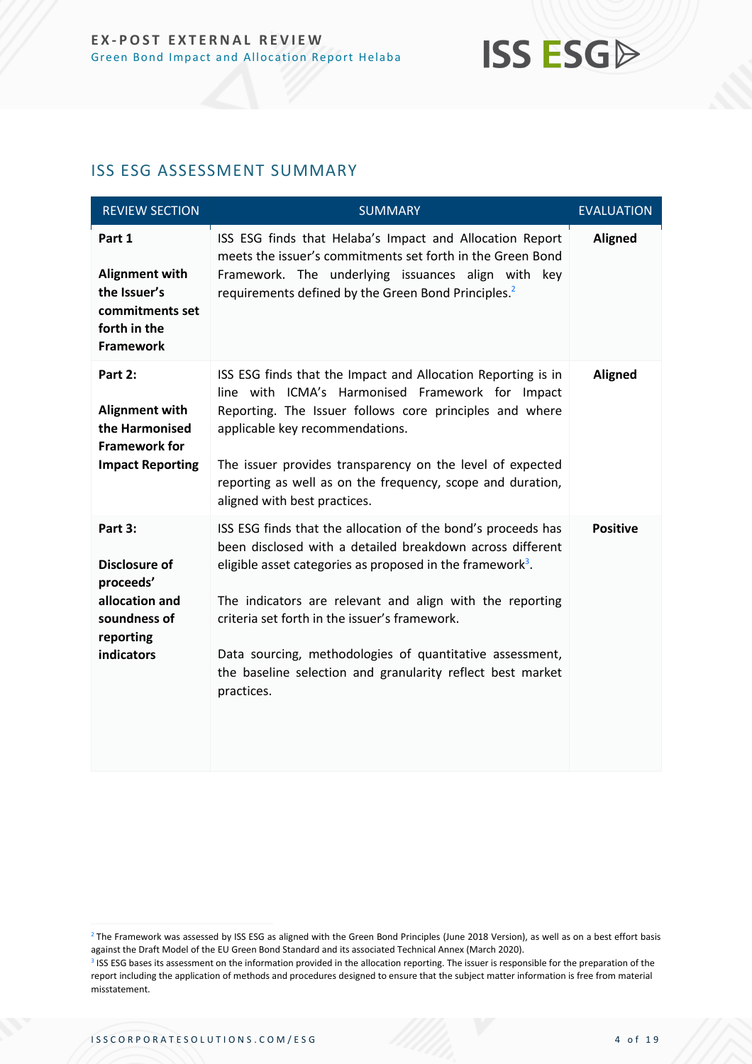## ISS ESG ASSESSMENT SUMMARY

| REVIEW SECTION | SUMMARY | EVALUATION |
|---|---|---|
| **Part 1**<br><br>**Alignment with the Issuer's commitments set forth in the Framework** | ISS ESG finds that Helaba's Impact and Allocation Report meets the issuer's commitments set forth in the Green Bond Framework. The underlying issuances align with key requirements defined by the Green Bond Principles.[2] | **Aligned** |
| **Part 2:**<br><br>**Alignment with the Harmonised Framework for Impact Reporting** | ISS ESG finds that the Impact and Allocation Reporting is in line with ICMA's Harmonised Framework for Impact Reporting. The Issuer follows core principles and where applicable key recommendations.<br><br>The issuer provides transparency on the level of expected reporting as well as on the frequency, scope and duration, aligned with best practices. | **Aligned** |
| **Part 3:**<br><br>**Disclosure of proceeds' allocation and soundness of reporting indicators** | ISS ESG finds that the allocation of the bond's proceeds has been disclosed with a detailed breakdown across different eligible asset categories as proposed in the framework[3].<br><br>The indicators are relevant and align with the reporting criteria set forth in the issuer's framework.<br><br>Data sourcing, methodologies of quantitative assessment, the baseline selection and granularity reflect best market practices. | **Positive** |

[2] The Framework was assessed by ISS ESG as aligned with the Green Bond Principles (June 2018 Version), as well as on a best effort basis against the Draft Model of the EU Green Bond Standard and its associated Technical Annex (March 2020).

[3] ISS ESG bases its assessment on the information provided in the allocation reporting. The issuer is responsible for the preparation of the report including the application of methods and procedures designed to ensure that the subject matter information is free from material misstatement.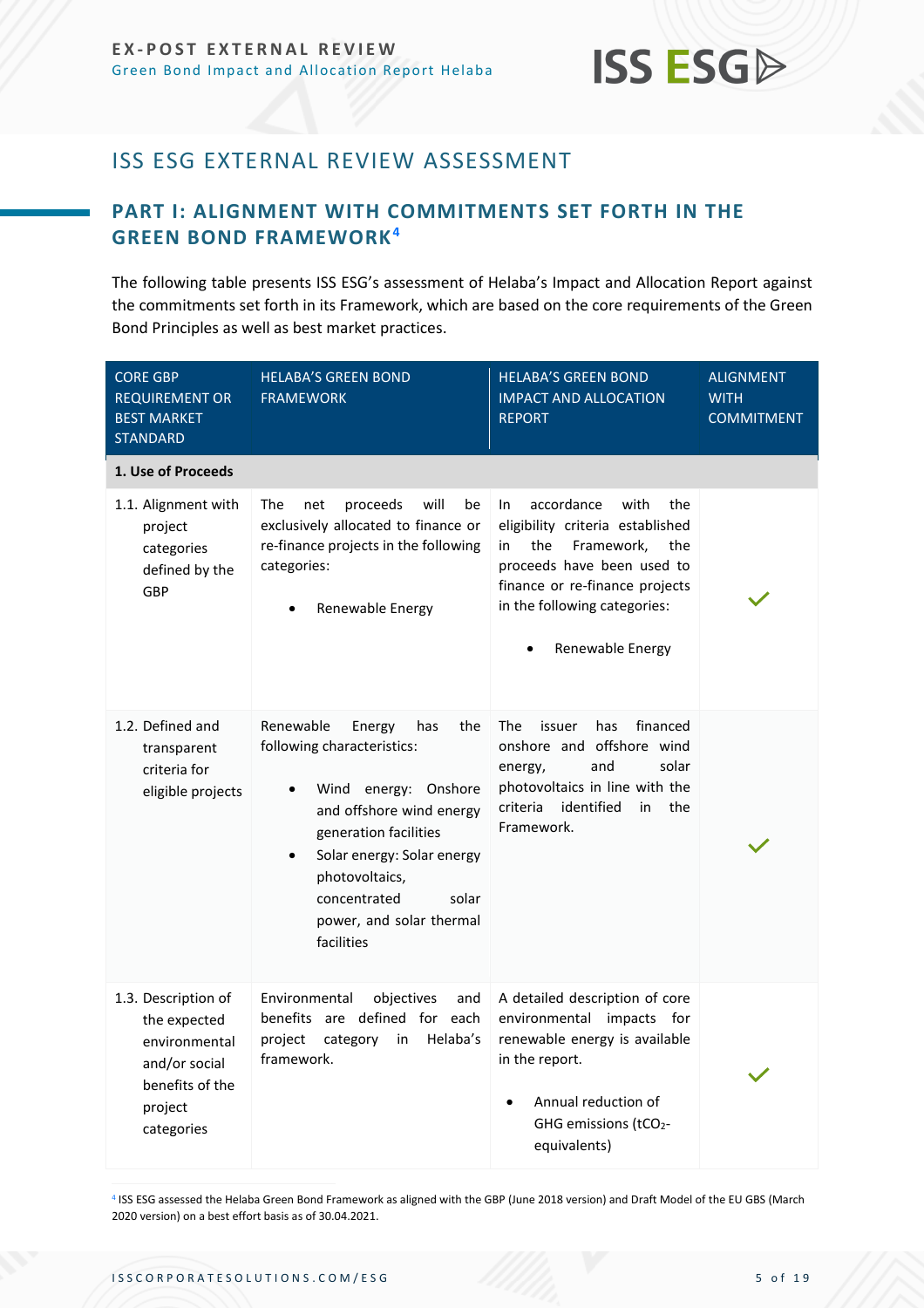# ISS ESG EXTERNAL REVIEW ASSESSMENT

## PART I: ALIGNMENT WITH COMMITMENTS SET FORTH IN THE GREEN BOND FRAMEWORK[4]

The following table presents ISS ESG's assessment of Helaba's Impact and Allocation Report against the commitments set forth in its Framework, which are based on the core requirements of the Green Bond Principles as well as best market practices.

| CORE GBP REQUIREMENT OR BEST MARKET STANDARD | HELABA'S GREEN BOND FRAMEWORK | HELABA'S GREEN BOND IMPACT AND ALLOCATION REPORT | ALIGNMENT WITH COMMITMENT |
|---|---|---|---|
| **1. Use of Proceeds** | | | |
| 1.1. Alignment with project categories defined by the GBP | The net proceeds will be exclusively allocated to finance or re-finance projects in the following categories:<br>• Renewable Energy | In accordance with the eligibility criteria established in the Framework, the proceeds have been used to finance or re-finance projects in the following categories:<br>• Renewable Energy | ✓ |
| 1.2. Defined and transparent criteria for eligible projects | Renewable Energy has the following characteristics:<br>• Wind energy: Onshore and offshore wind energy generation facilities<br>• Solar energy: Solar energy photovoltaics, concentrated solar power, and solar thermal facilities | The issuer has financed onshore and offshore wind energy, and solar photovoltaics in line with the criteria identified in the Framework. | ✓ |
| 1.3. Description of the expected environmental and/or social benefits of the project categories | Environmental objectives and benefits are defined for each project category in Helaba's framework. | A detailed description of core environmental impacts for renewable energy is available in the report.<br>• Annual reduction of GHG emissions ($tCO_2$-equivalents) | ✓ |

[4] ISS ESG assessed the Helaba Green Bond Framework as aligned with the GBP (June 2018 version) and Draft Model of the EU GBS (March 2020 version) on a best effort basis as of 30.04.2021.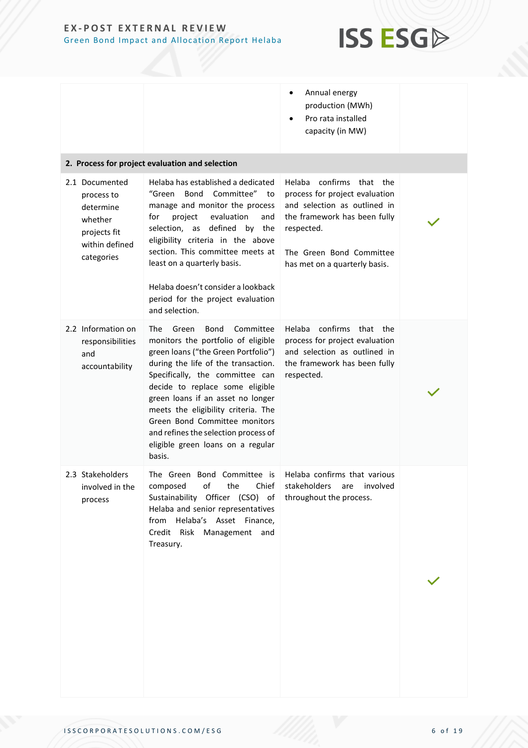| | | | |
|---|---|---|---|
| | | • Annual energy production (MWh)<br>• Pro rata installed capacity (in MW) | |
| **2. Process for project evaluation and selection** | | | |
| 2.1 Documented process to determine whether projects fit within defined categories | Helaba has established a dedicated "Green Bond Committee" to manage and monitor the process for project evaluation and selection, as defined by the eligibility criteria in the above section. This committee meets at least on a quarterly basis.<br><br>Helaba doesn't consider a lookback period for the project evaluation and selection. | Helaba confirms that the process for project evaluation and selection as outlined in the framework has been fully respected.<br><br>The Green Bond Committee has met on a quarterly basis. | ✓ |
| 2.2 Information on responsibilities and accountability | The Green Bond Committee monitors the portfolio of eligible green loans ("the Green Portfolio") during the life of the transaction. Specifically, the committee can decide to replace some eligible green loans if an asset no longer meets the eligibility criteria. The Green Bond Committee monitors and refines the selection process of eligible green loans on a regular basis. | Helaba confirms that the process for project evaluation and selection as outlined in the framework has been fully respected. | ✓ |
| 2.3 Stakeholders involved in the process | The Green Bond Committee is composed of the Chief Sustainability Officer (CSO) of Helaba and senior representatives from Helaba's Asset Finance, Credit Risk Management and Treasury. | Helaba confirms that various stakeholders are involved throughout the process. | ✓ |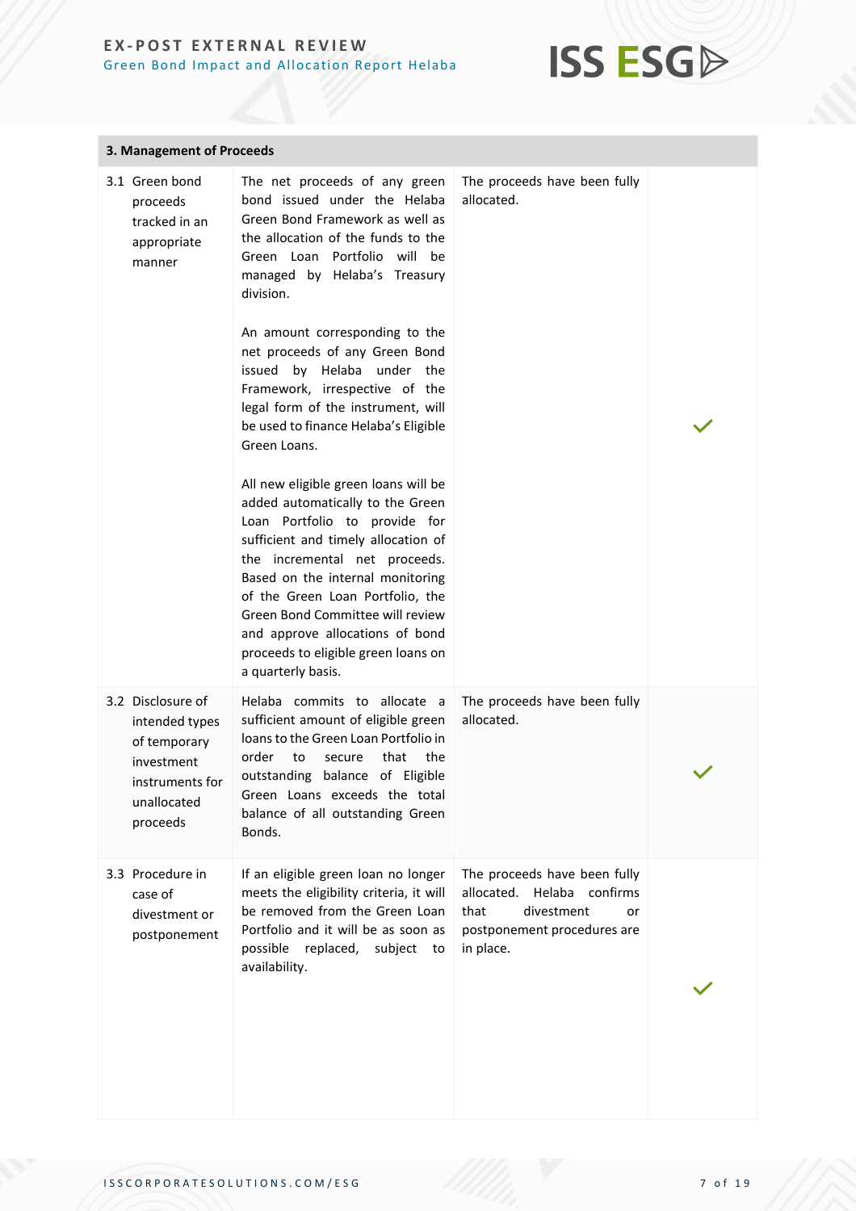| 3. Management of Proceeds | | | |
|---|---|---|---|
| 3.1 Green bond proceeds tracked in an appropriate manner | The net proceeds of any green bond issued under the Helaba Green Bond Framework as well as the allocation of the funds to the Green Loan Portfolio will be managed by Helaba's Treasury division.<br><br>An amount corresponding to the net proceeds of any Green Bond issued by Helaba under the Framework, irrespective of the legal form of the instrument, will be used to finance Helaba's Eligible Green Loans.<br><br>All new eligible green loans will be added automatically to the Green Loan Portfolio to provide for sufficient and timely allocation of the incremental net proceeds. Based on the internal monitoring of the Green Loan Portfolio, the Green Bond Committee will review and approve allocations of bond proceeds to eligible green loans on a quarterly basis. | The proceeds have been fully allocated. | ✓ |
| 3.2 Disclosure of intended types of temporary investment instruments for unallocated proceeds | Helaba commits to allocate a sufficient amount of eligible green loans to the Green Loan Portfolio in order to secure that the outstanding balance of Eligible Green Loans exceeds the total balance of all outstanding Green Bonds. | The proceeds have been fully allocated. | ✓ |
| 3.3 Procedure in case of divestment or postponement | If an eligible green loan no longer meets the eligibility criteria, it will be removed from the Green Loan Portfolio and it will be as soon as possible replaced, subject to availability. | The proceeds have been fully allocated. Helaba confirms that divestment or postponement procedures are in place. | ✓ |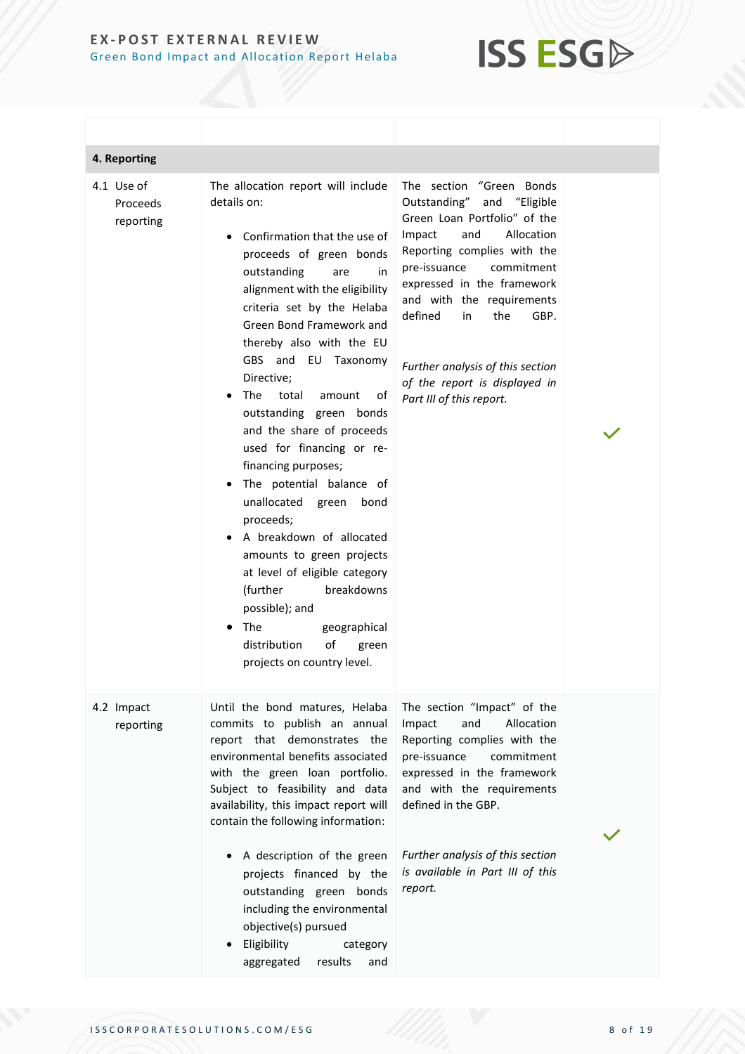|  |  |  |  |
|---|---|---|---|
| **4. Reporting** | | | |
| 4.1 Use of Proceeds reporting | The allocation report will include details on:<br><br>• Confirmation that the use of proceeds of green bonds outstanding are in alignment with the eligibility criteria set by the Helaba Green Bond Framework and thereby also with the EU GBS and EU Taxonomy Directive;<br>• The total amount of outstanding green bonds and the share of proceeds used for financing or re-financing purposes;<br>• The potential balance of unallocated green bond proceeds;<br>• A breakdown of allocated amounts to green projects at level of eligible category (further breakdowns possible); and<br>• The geographical distribution of green projects on country level. | The section "Green Bonds Outstanding" and "Eligible Green Loan Portfolio" of the Impact and Allocation Reporting complies with the pre-issuance commitment expressed in the framework and with the requirements defined in the GBP.<br><br>*Further analysis of this section of the report is displayed in Part III of this report.* | ✓ |
| 4.2 Impact reporting | Until the bond matures, Helaba commits to publish an annual report that demonstrates the environmental benefits associated with the green loan portfolio. Subject to feasibility and data availability, this impact report will contain the following information:<br><br>• A description of the green projects financed by the outstanding green bonds including the environmental objective(s) pursued<br>• Eligibility category aggregated results and | The section "Impact" of the Impact and Allocation Reporting complies with the pre-issuance commitment expressed in the framework and with the requirements defined in the GBP.<br><br>*Further analysis of this section is available in Part III of this report.* | ✓ |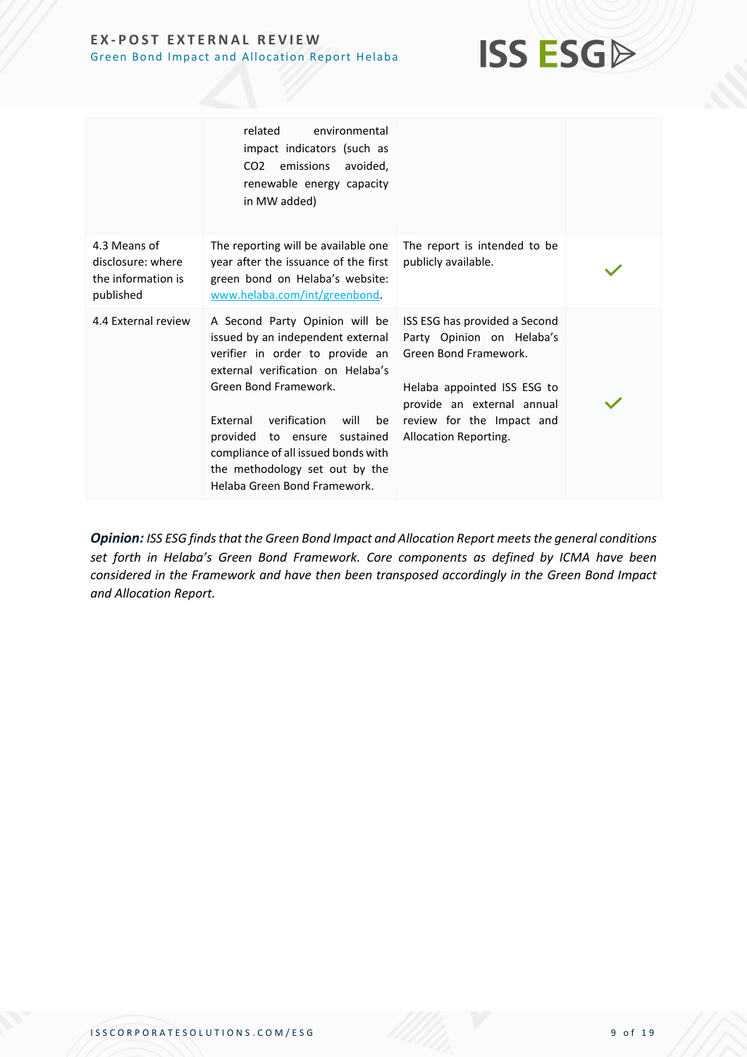| | | | |
|---|---|---|---|
| | related environmental impact indicators (such as CO2 emissions avoided, renewable energy capacity in MW added) | | |
| 4.3 Means of disclosure: where the information is published | The reporting will be available one year after the issuance of the first green bond on Helaba's website: www.helaba.com/int/greenbond. | The report is intended to be publicly available. | ✓ |
| 4.4 External review | A Second Party Opinion will be issued by an independent external verifier in order to provide an external verification on Helaba's Green Bond Framework.<br><br>External verification will be provided to ensure sustained compliance of all issued bonds with the methodology set out by the Helaba Green Bond Framework. | ISS ESG has provided a Second Party Opinion on Helaba's Green Bond Framework.<br><br>Helaba appointed ISS ESG to provide an external annual review for the Impact and Allocation Reporting. | ✓ |

***Opinion:*** *ISS ESG finds that the Green Bond Impact and Allocation Report meets the general conditions set forth in Helaba's Green Bond Framework. Core components as defined by ICMA have been considered in the Framework and have then been transposed accordingly in the Green Bond Impact and Allocation Report.*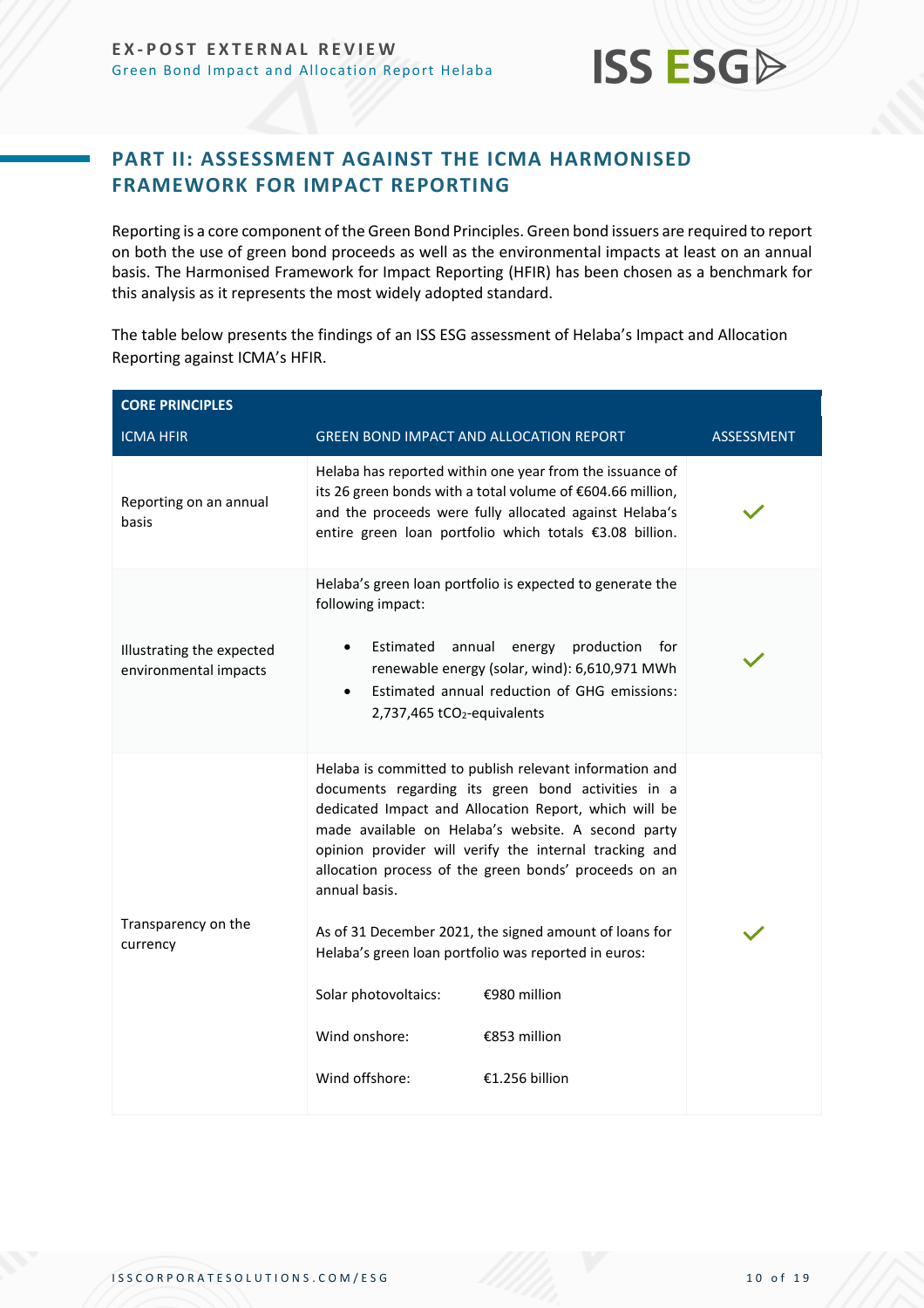## PART II: ASSESSMENT AGAINST THE ICMA HARMONISED FRAMEWORK FOR IMPACT REPORTING

Reporting is a core component of the Green Bond Principles. Green bond issuers are required to report on both the use of green bond proceeds as well as the environmental impacts at least on an annual basis. The Harmonised Framework for Impact Reporting (HFIR) has been chosen as a benchmark for this analysis as it represents the most widely adopted standard.

The table below presents the findings of an ISS ESG assessment of Helaba's Impact and Allocation Reporting against ICMA's HFIR.

| **CORE PRINCIPLES** | | |
|---|---|---|
| **ICMA HFIR** | **GREEN BOND IMPACT AND ALLOCATION REPORT** | **ASSESSMENT** |
| Reporting on an annual basis | Helaba has reported within one year from the issuance of its 26 green bonds with a total volume of €604.66 million, and the proceeds were fully allocated against Helaba's entire green loan portfolio which totals €3.08 billion. | ✓ |
| Illustrating the expected environmental impacts | Helaba's green loan portfolio is expected to generate the following impact:<br>• Estimated annual energy production for renewable energy (solar, wind): 6,610,971 MWh<br>• Estimated annual reduction of GHG emissions: 2,737,465 $tCO_2$-equivalents | ✓ |
| Transparency on the currency | Helaba is committed to publish relevant information and documents regarding its green bond activities in a dedicated Impact and Allocation Report, which will be made available on Helaba's website. A second party opinion provider will verify the internal tracking and allocation process of the green bonds' proceeds on an annual basis.<br><br>As of 31 December 2021, the signed amount of loans for Helaba's green loan portfolio was reported in euros:<br><br>Solar photovoltaics: €980 million<br><br>Wind onshore: €853 million<br><br>Wind offshore: €1.256 billion | ✓ |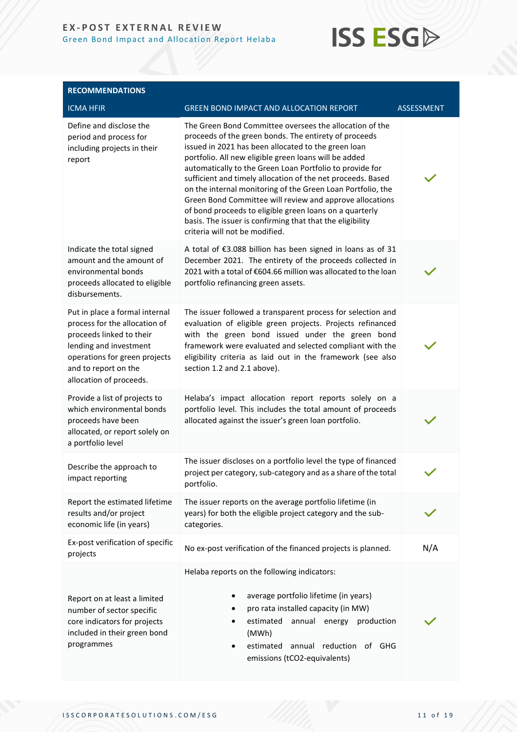| RECOMMENDATIONS | | |
|---|---|---|
| ICMA HFIR | GREEN BOND IMPACT AND ALLOCATION REPORT | ASSESSMENT |
| Define and disclose the period and process for including projects in their report | The Green Bond Committee oversees the allocation of the proceeds of the green bonds. The entirety of proceeds issued in 2021 has been allocated to the green loan portfolio. All new eligible green loans will be added automatically to the Green Loan Portfolio to provide for sufficient and timely allocation of the net proceeds. Based on the internal monitoring of the Green Loan Portfolio, the Green Bond Committee will review and approve allocations of bond proceeds to eligible green loans on a quarterly basis. The issuer is confirming that that the eligibility criteria will not be modified. | ✓ |
| Indicate the total signed amount and the amount of environmental bonds proceeds allocated to eligible disbursements. | A total of €3.088 billion has been signed in loans as of 31 December 2021. The entirety of the proceeds collected in 2021 with a total of €604.66 million was allocated to the loan portfolio refinancing green assets. | ✓ |
| Put in place a formal internal process for the allocation of proceeds linked to their lending and investment operations for green projects and to report on the allocation of proceeds. | The issuer followed a transparent process for selection and evaluation of eligible green projects. Projects refinanced with the green bond issued under the green bond framework were evaluated and selected compliant with the eligibility criteria as laid out in the framework (see also section 1.2 and 2.1 above). | ✓ |
| Provide a list of projects to which environmental bonds proceeds have been allocated, or report solely on a portfolio level | Helaba's impact allocation report reports solely on a portfolio level. This includes the total amount of proceeds allocated against the issuer's green loan portfolio. | ✓ |
| Describe the approach to impact reporting | The issuer discloses on a portfolio level the type of financed project per category, sub-category and as a share of the total portfolio. | ✓ |
| Report the estimated lifetime results and/or project economic life (in years) | The issuer reports on the average portfolio lifetime (in years) for both the eligible project category and the sub-categories. | ✓ |
| Ex-post verification of specific projects | No ex-post verification of the financed projects is planned. | N/A |
| Report on at least a limited number of sector specific core indicators for projects included in their green bond programmes | Helaba reports on the following indicators:<br>• average portfolio lifetime (in years)<br>• pro rata installed capacity (in MW)<br>• estimated annual energy production (MWh)<br>• estimated annual reduction of GHG emissions ($tCO_2$-equivalents) | ✓ |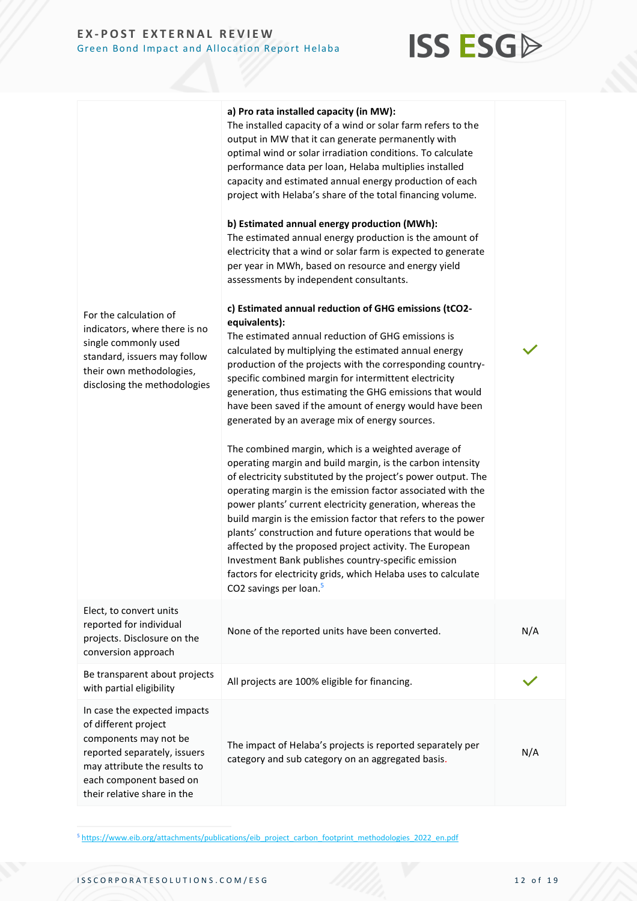| | | |
|---|---|---|
| For the calculation of indicators, where there is no single commonly used standard, issuers may follow their own methodologies, disclosing the methodologies | **a) Pro rata installed capacity (in MW):**<br>The installed capacity of a wind or solar farm refers to the output in MW that it can generate permanently with optimal wind or solar irradiation conditions. To calculate performance data per loan, Helaba multiplies installed capacity and estimated annual energy production of each project with Helaba's share of the total financing volume.<br><br>**b) Estimated annual energy production (MWh):**<br>The estimated annual energy production is the amount of electricity that a wind or solar farm is expected to generate per year in MWh, based on resource and energy yield assessments by independent consultants.<br><br>**c) Estimated annual reduction of GHG emissions (tCO2-equivalents):**<br>The estimated annual reduction of GHG emissions is calculated by multiplying the estimated annual energy production of the projects with the corresponding country-specific combined margin for intermittent electricity generation, thus estimating the GHG emissions that would have been saved if the amount of energy would have been generated by an average mix of energy sources.<br><br>The combined margin, which is a weighted average of operating margin and build margin, is the carbon intensity of electricity substituted by the project's power output. The operating margin is the emission factor associated with the power plants' current electricity generation, whereas the build margin is the emission factor that refers to the power plants' construction and future operations that would be affected by the proposed project activity. The European Investment Bank publishes country-specific emission factors for electricity grids, which Helaba uses to calculate CO2 savings per loan.[5] | ✓ |
| Elect, to convert units reported for individual projects. Disclosure on the conversion approach | None of the reported units have been converted. | N/A |
| Be transparent about projects with partial eligibility | All projects are 100% eligible for financing. | ✓ |
| In case the expected impacts of different project components may not be reported separately, issuers may attribute the results to each component based on their relative share in the | The impact of Helaba's projects is reported separately per category and sub category on an aggregated basis. | N/A |

[5] https://www.eib.org/attachments/publications/eib_project_carbon_footprint_methodologies_2022_en.pdf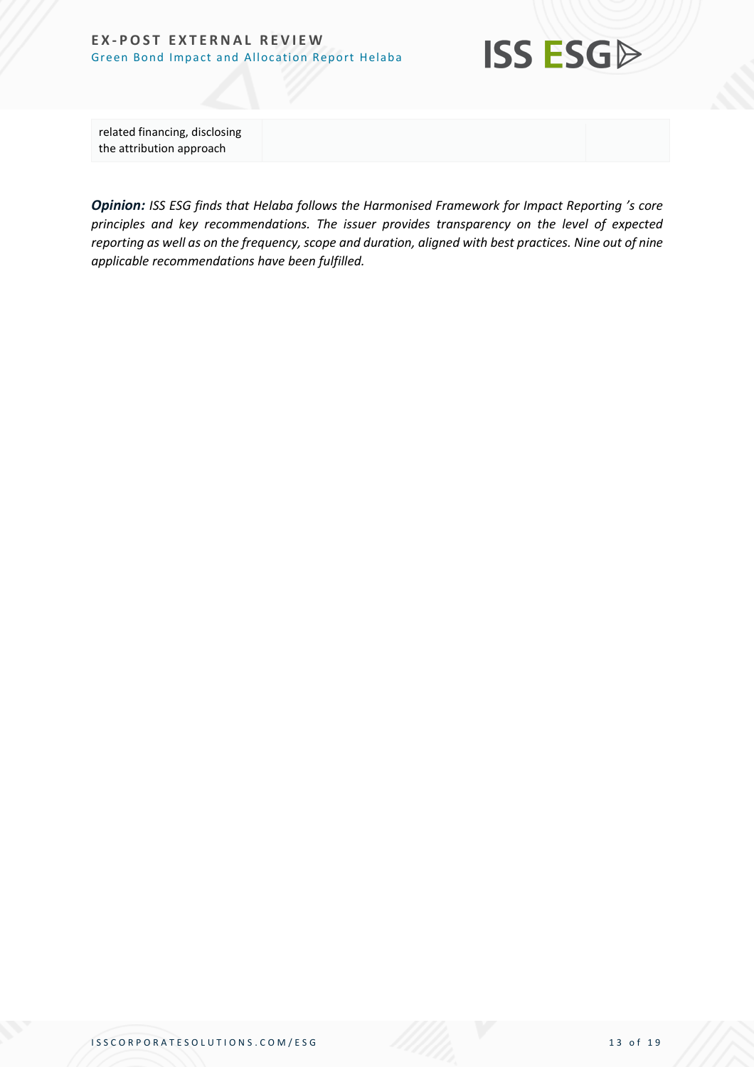| | | |
|---|---|---|
| related financing, disclosing the attribution approach | | |

***Opinion:*** *ISS ESG finds that Helaba follows the Harmonised Framework for Impact Reporting 's core principles and key recommendations. The issuer provides transparency on the level of expected reporting as well as on the frequency, scope and duration, aligned with best practices. Nine out of nine applicable recommendations have been fulfilled.*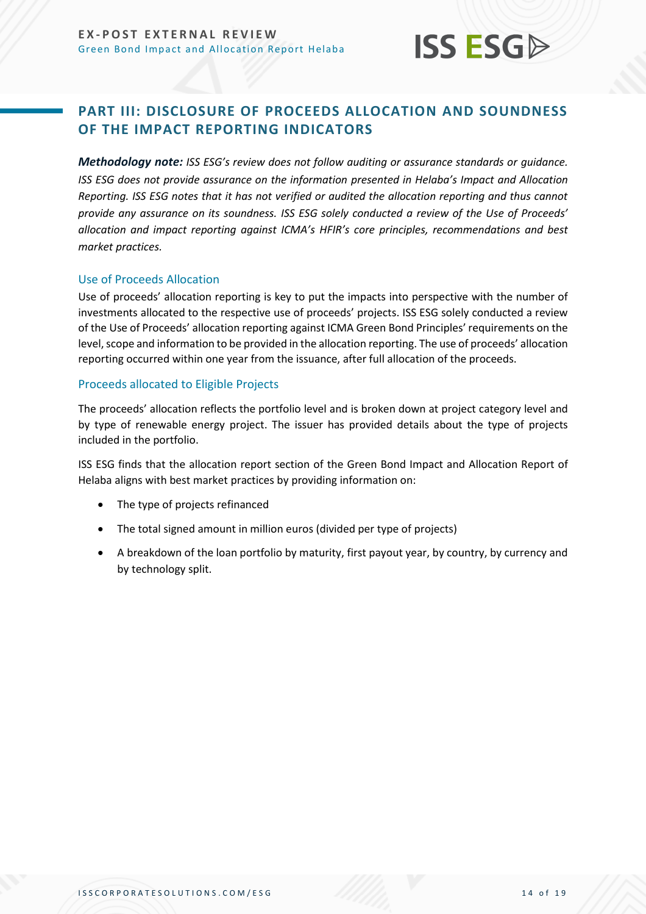## PART III: DISCLOSURE OF PROCEEDS ALLOCATION AND SOUNDNESS OF THE IMPACT REPORTING INDICATORS

***Methodology note:*** *ISS ESG's review does not follow auditing or assurance standards or guidance. ISS ESG does not provide assurance on the information presented in Helaba's Impact and Allocation Reporting. ISS ESG notes that it has not verified or audited the allocation reporting and thus cannot provide any assurance on its soundness. ISS ESG solely conducted a review of the Use of Proceeds' allocation and impact reporting against ICMA's HFIR's core principles, recommendations and best market practices.*

### Use of Proceeds Allocation

Use of proceeds' allocation reporting is key to put the impacts into perspective with the number of investments allocated to the respective use of proceeds' projects. ISS ESG solely conducted a review of the Use of Proceeds' allocation reporting against ICMA Green Bond Principles' requirements on the level, scope and information to be provided in the allocation reporting. The use of proceeds' allocation reporting occurred within one year from the issuance, after full allocation of the proceeds.

### Proceeds allocated to Eligible Projects

The proceeds' allocation reflects the portfolio level and is broken down at project category level and by type of renewable energy project. The issuer has provided details about the type of projects included in the portfolio.

ISS ESG finds that the allocation report section of the Green Bond Impact and Allocation Report of Helaba aligns with best market practices by providing information on:

- The type of projects refinanced
- The total signed amount in million euros (divided per type of projects)
- A breakdown of the loan portfolio by maturity, first payout year, by country, by currency and by technology split.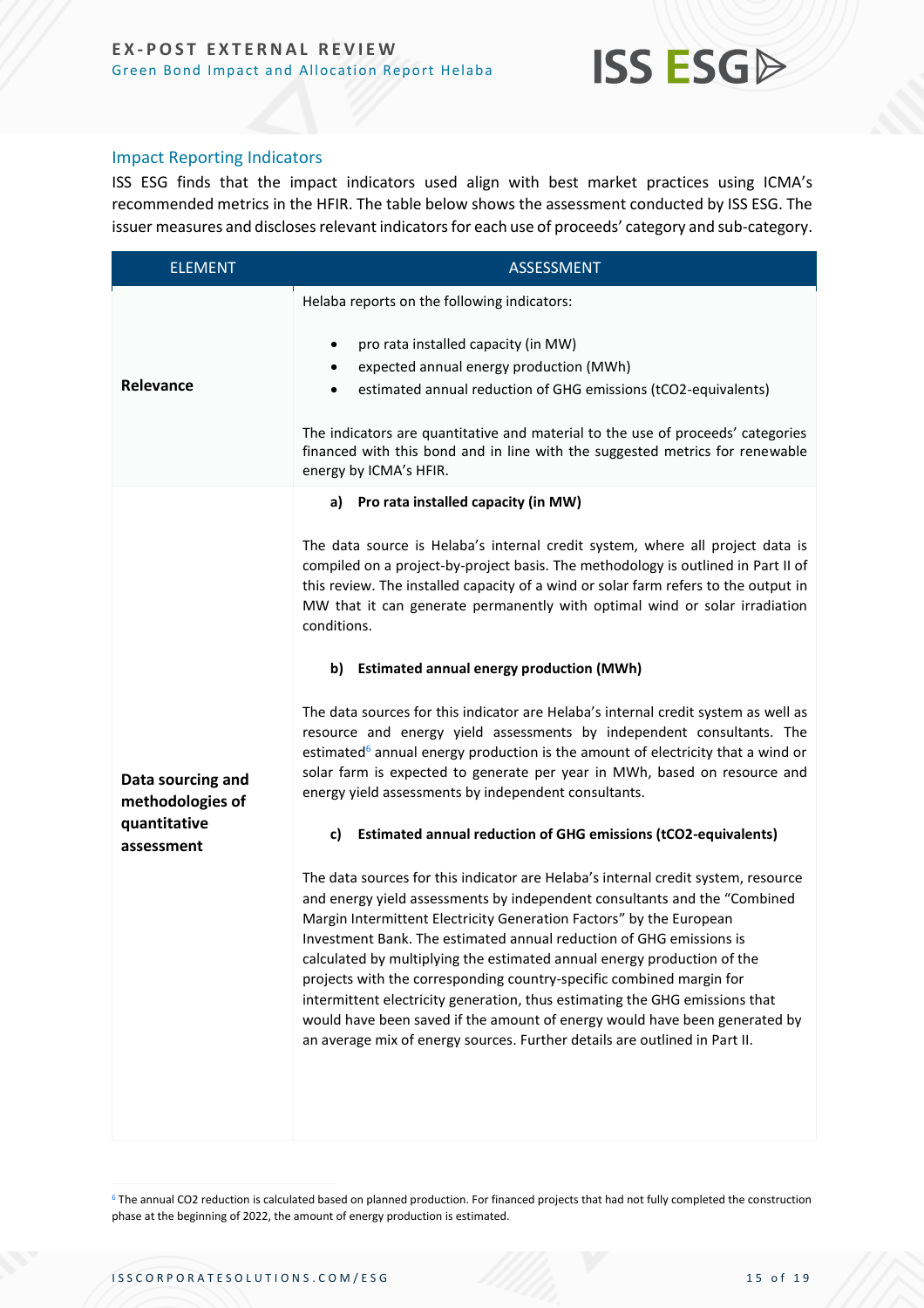## Impact Reporting Indicators

ISS ESG finds that the impact indicators used align with best market practices using ICMA's recommended metrics in the HFIR. The table below shows the assessment conducted by ISS ESG. The issuer measures and discloses relevant indicators for each use of proceeds' category and sub-category.

| ELEMENT | ASSESSMENT |
|---|---|
| **Relevance** | Helaba reports on the following indicators:<br><br>• pro rata installed capacity (in MW)<br>• expected annual energy production (MWh)<br>• estimated annual reduction of GHG emissions ($tCO_2$-equivalents)<br><br>The indicators are quantitative and material to the use of proceeds' categories financed with this bond and in line with the suggested metrics for renewable energy by ICMA's HFIR. |
| **Data sourcing and methodologies of quantitative assessment** | **a) Pro rata installed capacity (in MW)**<br><br>The data source is Helaba's internal credit system, where all project data is compiled on a project-by-project basis. The methodology is outlined in Part II of this review. The installed capacity of a wind or solar farm refers to the output in MW that it can generate permanently with optimal wind or solar irradiation conditions.<br><br>**b) Estimated annual energy production (MWh)**<br><br>The data sources for this indicator are Helaba's internal credit system as well as resource and energy yield assessments by independent consultants. The estimated[6] annual energy production is the amount of electricity that a wind or solar farm is expected to generate per year in MWh, based on resource and energy yield assessments by independent consultants.<br><br>**c) Estimated annual reduction of GHG emissions ($tCO_2$-equivalents)**<br><br>The data sources for this indicator are Helaba's internal credit system, resource and energy yield assessments by independent consultants and the "Combined Margin Intermittent Electricity Generation Factors" by the European Investment Bank. The estimated annual reduction of GHG emissions is calculated by multiplying the estimated annual energy production of the projects with the corresponding country-specific combined margin for intermittent electricity generation, thus estimating the GHG emissions that would have been saved if the amount of energy would have been generated by an average mix of energy sources. Further details are outlined in Part II. |

[6] The annual $CO_2$ reduction is calculated based on planned production. For financed projects that had not fully completed the construction phase at the beginning of 2022, the amount of energy production is estimated.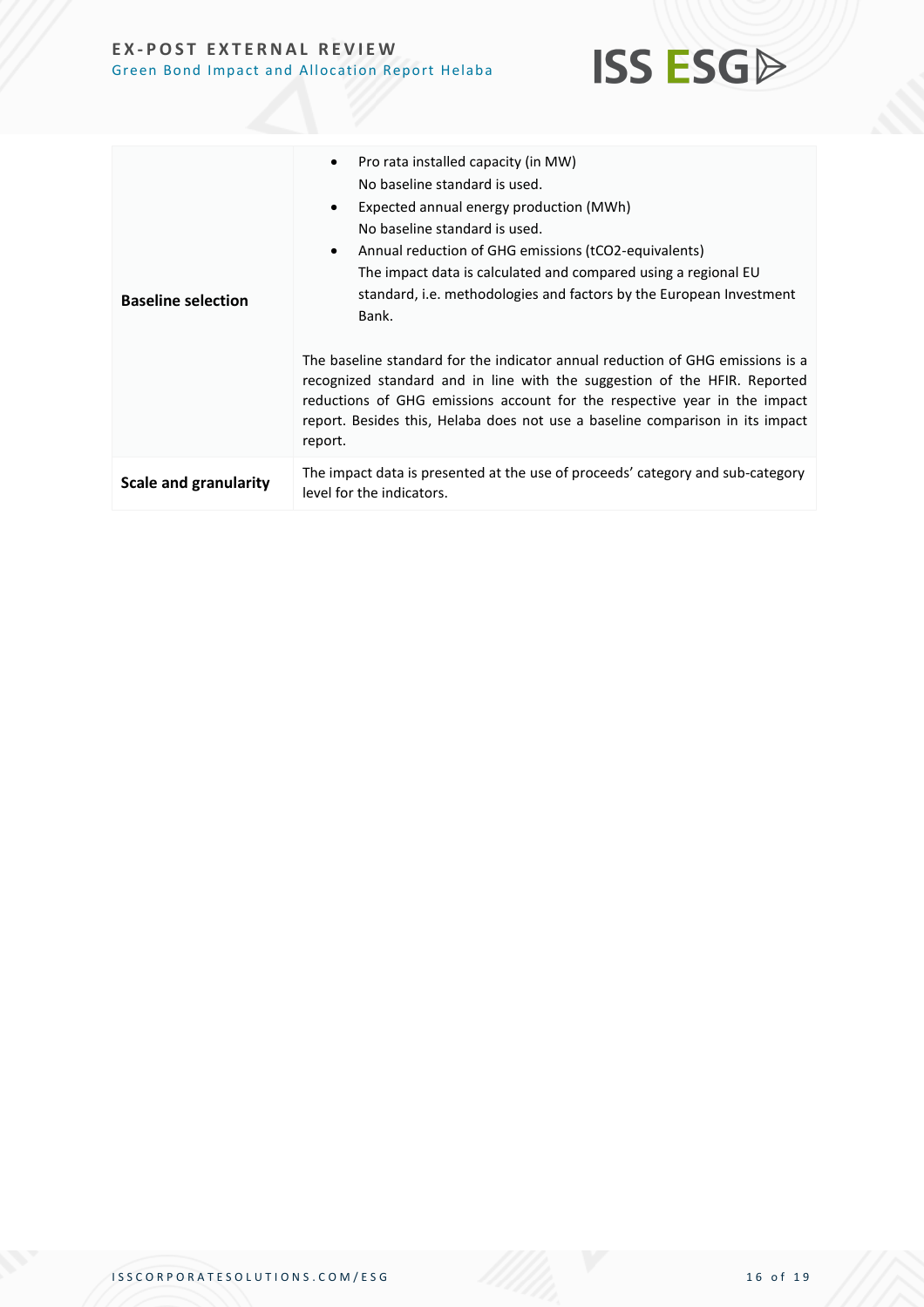| | |
|---|---|
| **Baseline selection** | • Pro rata installed capacity (in MW)<br>No baseline standard is used.<br>• Expected annual energy production (MWh)<br>No baseline standard is used.<br>• Annual reduction of GHG emissions (tCO2-equivalents)<br>The impact data is calculated and compared using a regional EU standard, i.e. methodologies and factors by the European Investment Bank.<br><br>The baseline standard for the indicator annual reduction of GHG emissions is a recognized standard and in line with the suggestion of the HFIR. Reported reductions of GHG emissions account for the respective year in the impact report. Besides this, Helaba does not use a baseline comparison in its impact report. |
| **Scale and granularity** | The impact data is presented at the use of proceeds' category and sub-category level for the indicators. |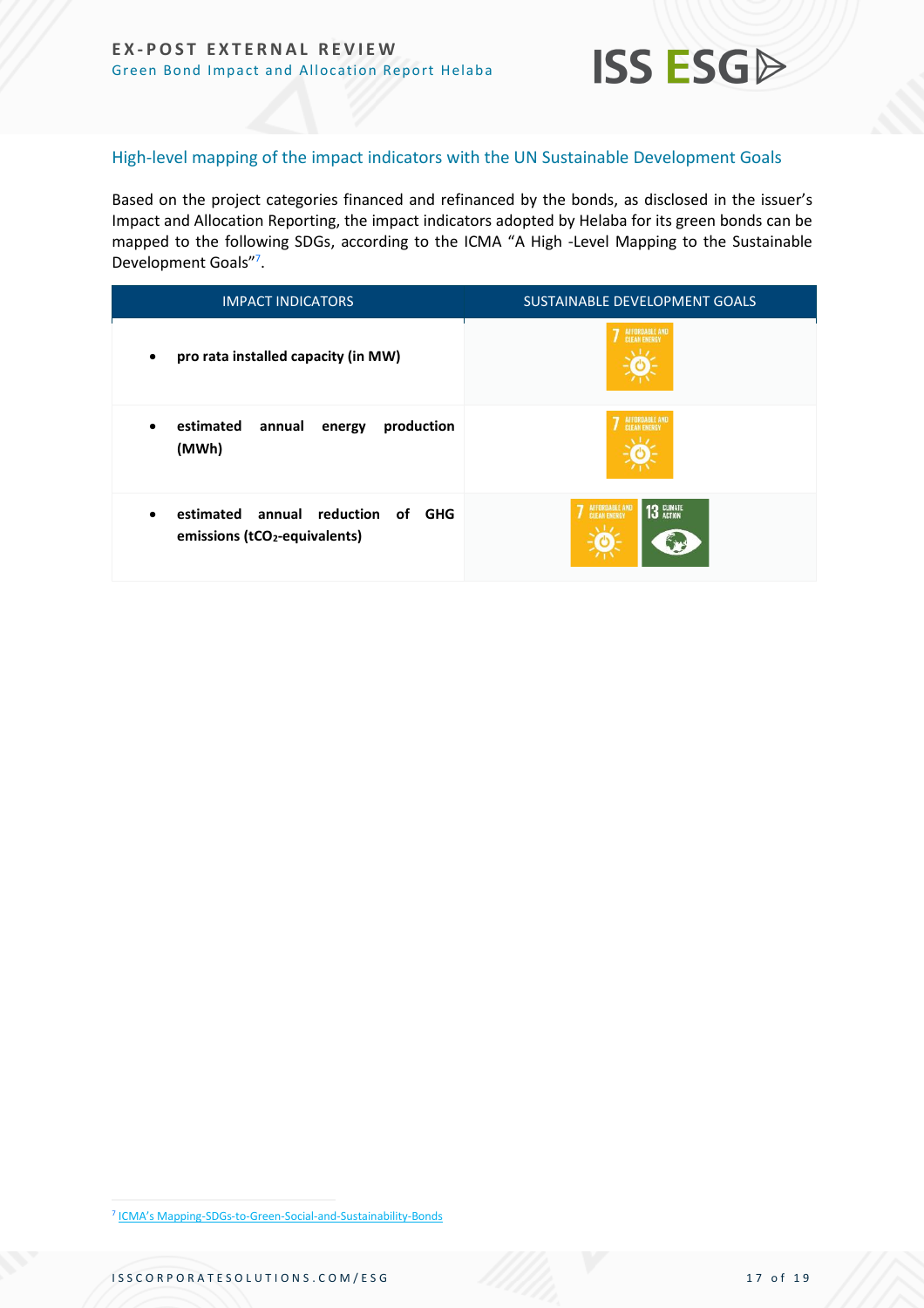## High-level mapping of the impact indicators with the UN Sustainable Development Goals

Based on the project categories financed and refinanced by the bonds, as disclosed in the issuer's Impact and Allocation Reporting, the impact indicators adopted by Helaba for its green bonds can be mapped to the following SDGs, according to the ICMA "A High -Level Mapping to the Sustainable Development Goals"[7].

| IMPACT INDICATORS | SUSTAINABLE DEVELOPMENT GOALS |
| --- | --- |
| • **pro rata installed capacity (in MW)** | 7 AFFORDABLE AND CLEAN ENERGY |
| • **estimated annual energy production (MWh)** | 7 AFFORDABLE AND CLEAN ENERGY |
| • **estimated annual reduction of GHG emissions ($tCO_2$-equivalents)** | 7 AFFORDABLE AND CLEAN ENERGY; 13 CLIMATE ACTION |

[7] ICMA's Mapping-SDGs-to-Green-Social-and-Sustainability-Bonds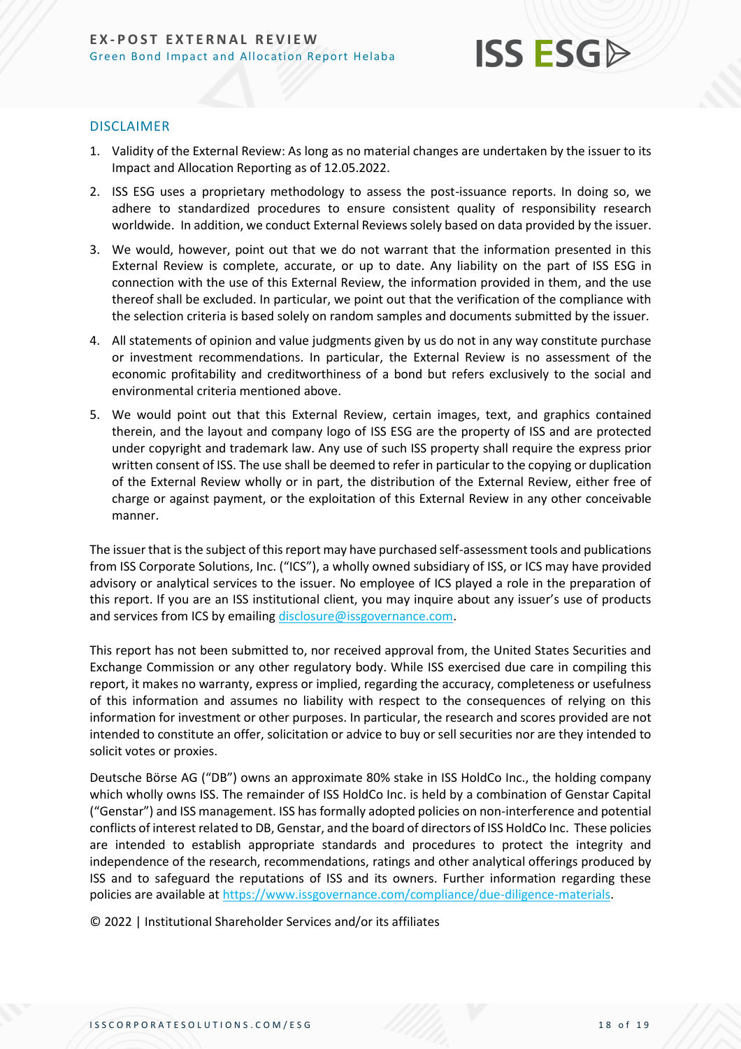## DISCLAIMER

1. Validity of the External Review: As long as no material changes are undertaken by the issuer to its Impact and Allocation Reporting as of 12.05.2022.
2. ISS ESG uses a proprietary methodology to assess the post-issuance reports. In doing so, we adhere to standardized procedures to ensure consistent quality of responsibility research worldwide. In addition, we conduct External Reviews solely based on data provided by the issuer.
3. We would, however, point out that we do not warrant that the information presented in this External Review is complete, accurate, or up to date. Any liability on the part of ISS ESG in connection with the use of this External Review, the information provided in them, and the use thereof shall be excluded. In particular, we point out that the verification of the compliance with the selection criteria is based solely on random samples and documents submitted by the issuer.
4. All statements of opinion and value judgments given by us do not in any way constitute purchase or investment recommendations. In particular, the External Review is no assessment of the economic profitability and creditworthiness of a bond but refers exclusively to the social and environmental criteria mentioned above.
5. We would point out that this External Review, certain images, text, and graphics contained therein, and the layout and company logo of ISS ESG are the property of ISS and are protected under copyright and trademark law. Any use of such ISS property shall require the express prior written consent of ISS. The use shall be deemed to refer in particular to the copying or duplication of the External Review wholly or in part, the distribution of the External Review, either free of charge or against payment, or the exploitation of this External Review in any other conceivable manner.

The issuer that is the subject of this report may have purchased self-assessment tools and publications from ISS Corporate Solutions, Inc. ("ICS"), a wholly owned subsidiary of ISS, or ICS may have provided advisory or analytical services to the issuer. No employee of ICS played a role in the preparation of this report. If you are an ISS institutional client, you may inquire about any issuer's use of products and services from ICS by emailing disclosure@issgovernance.com.

This report has not been submitted to, nor received approval from, the United States Securities and Exchange Commission or any other regulatory body. While ISS exercised due care in compiling this report, it makes no warranty, express or implied, regarding the accuracy, completeness or usefulness of this information and assumes no liability with respect to the consequences of relying on this information for investment or other purposes. In particular, the research and scores provided are not intended to constitute an offer, solicitation or advice to buy or sell securities nor are they intended to solicit votes or proxies.

Deutsche Börse AG ("DB") owns an approximate 80% stake in ISS HoldCo Inc., the holding company which wholly owns ISS. The remainder of ISS HoldCo Inc. is held by a combination of Genstar Capital ("Genstar") and ISS management. ISS has formally adopted policies on non-interference and potential conflicts of interest related to DB, Genstar, and the board of directors of ISS HoldCo Inc. These policies are intended to establish appropriate standards and procedures to protect the integrity and independence of the research, recommendations, ratings and other analytical offerings produced by ISS and to safeguard the reputations of ISS and its owners. Further information regarding these policies are available at https://www.issgovernance.com/compliance/due-diligence-materials.

© 2022 | Institutional Shareholder Services and/or its affiliates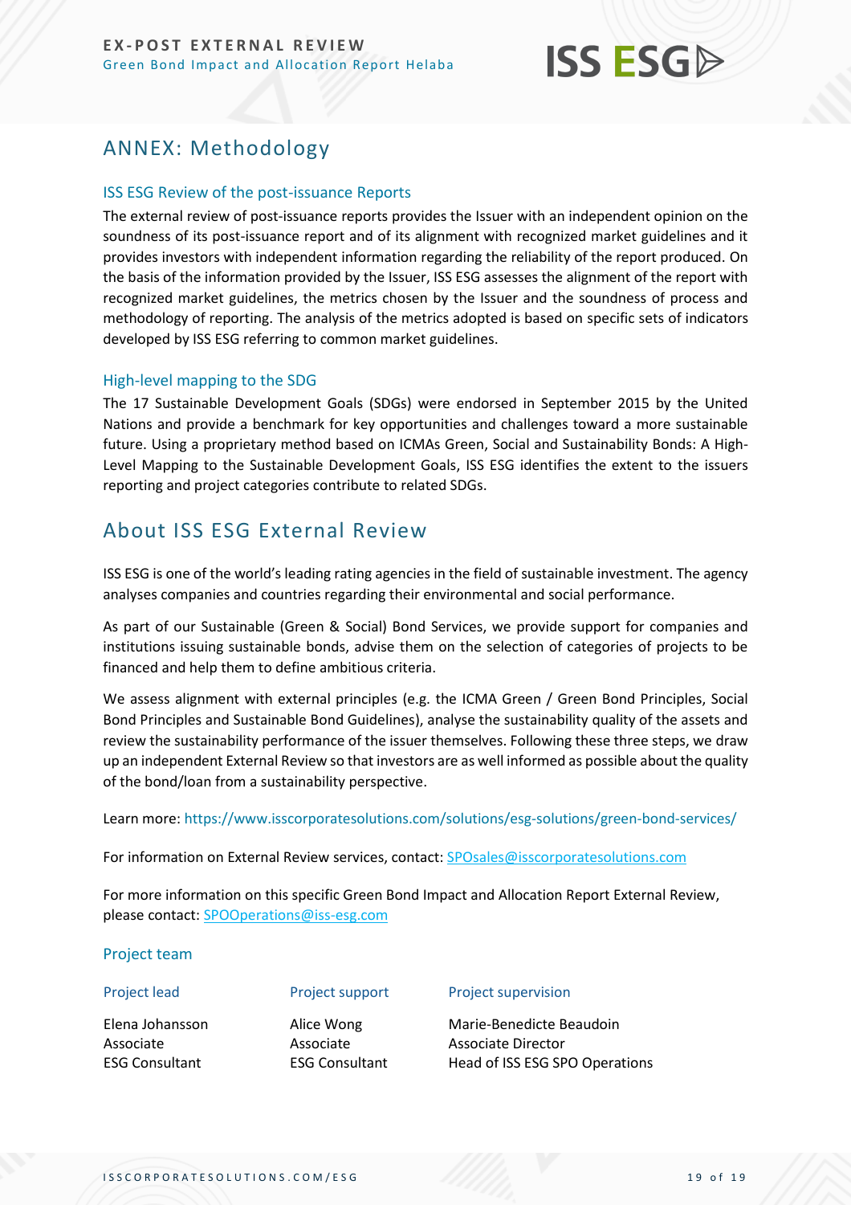# ANNEX: Methodology

### ISS ESG Review of the post-issuance Reports

The external review of post-issuance reports provides the Issuer with an independent opinion on the soundness of its post-issuance report and of its alignment with recognized market guidelines and it provides investors with independent information regarding the reliability of the report produced. On the basis of the information provided by the Issuer, ISS ESG assesses the alignment of the report with recognized market guidelines, the metrics chosen by the Issuer and the soundness of process and methodology of reporting. The analysis of the metrics adopted is based on specific sets of indicators developed by ISS ESG referring to common market guidelines.

### High-level mapping to the SDG

The 17 Sustainable Development Goals (SDGs) were endorsed in September 2015 by the United Nations and provide a benchmark for key opportunities and challenges toward a more sustainable future. Using a proprietary method based on ICMAs Green, Social and Sustainability Bonds: A High-Level Mapping to the Sustainable Development Goals, ISS ESG identifies the extent to the issuers reporting and project categories contribute to related SDGs.

# About ISS ESG External Review

ISS ESG is one of the world's leading rating agencies in the field of sustainable investment. The agency analyses companies and countries regarding their environmental and social performance.

As part of our Sustainable (Green & Social) Bond Services, we provide support for companies and institutions issuing sustainable bonds, advise them on the selection of categories of projects to be financed and help them to define ambitious criteria.

We assess alignment with external principles (e.g. the ICMA Green / Green Bond Principles, Social Bond Principles and Sustainable Bond Guidelines), analyse the sustainability quality of the assets and review the sustainability performance of the issuer themselves. Following these three steps, we draw up an independent External Review so that investors are as well informed as possible about the quality of the bond/loan from a sustainability perspective.

Learn more: https://www.isscorporatesolutions.com/solutions/esg-solutions/green-bond-services/

For information on External Review services, contact: SPOsales@isscorporatesolutions.com

For more information on this specific Green Bond Impact and Allocation Report External Review, please contact: SPOOperations@iss-esg.com

### Project team

| Project lead | Project support | Project supervision |
|---|---|---|
| Elena Johansson<br>Associate<br>ESG Consultant | Alice Wong<br>Associate<br>ESG Consultant | Marie-Benedicte Beaudoin<br>Associate Director<br>Head of ISS ESG SPO Operations |